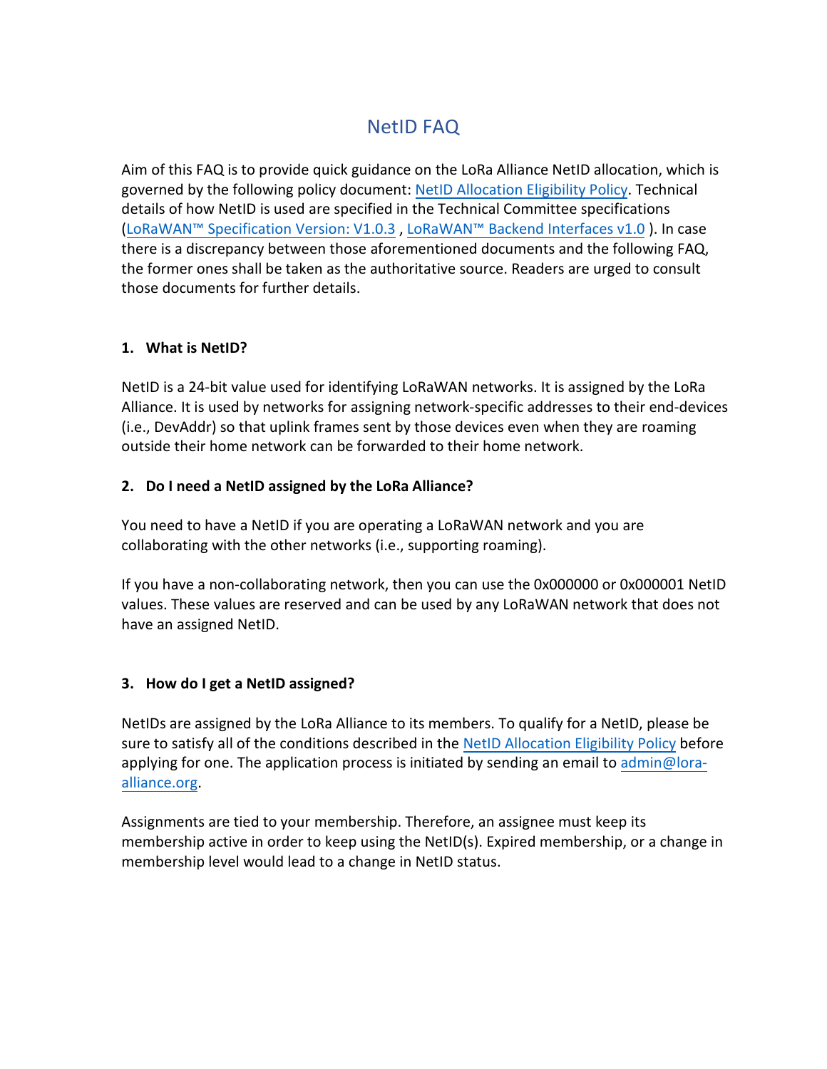# NetID FAQ

Aim of this FAQ is to provide quick guidance on the LoRa Alliance NetID allocation, which is governed by the following policy document: [NetID Allocation Eligibility Policy](). Technical details of how NetID is used are specified in the Technical Committee specifications ([LoRaWAN™ Specification Version: V1.0.3]() , [LoRaWAN™ Backend Interfaces v1.0]() ). In case there is a discrepancy between those aforementioned documents and the following FAQ, the former ones shall be taken as the authoritative source. Readers are urged to consult those documents for further details.

## 1. What is NetID?

NetID is a 24-bit value used for identifying LoRaWAN networks. It is assigned by the LoRa Alliance. It is used by networks for assigning network-specific addresses to their end-devices (i.e., DevAddr) so that uplink frames sent by those devices even when they are roaming outside their home network can be forwarded to their home network.

## 2. Do I need a NetID assigned by the LoRa Alliance?

You need to have a NetID if you are operating a LoRaWAN network and you are collaborating with the other networks (i.e., supporting roaming).

If you have a non-collaborating network, then you can use the 0x000000 or 0x000001 NetID values. These values are reserved and can be used by any LoRaWAN network that does not have an assigned NetID.

## 3. How do I get a NetID assigned?

NetIDs are assigned by the LoRa Alliance to its members. To qualify for a NetID, please be sure to satisfy all of the conditions described in the [NetID Allocation Eligibility Policy]() before applying for one. The application process is initiated by sending an email to [admin@lora-alliance.org](mailto:admin@lora-alliance.org).

Assignments are tied to your membership. Therefore, an assignee must keep its membership active in order to keep using the NetID(s). Expired membership, or a change in membership level would lead to a change in NetID status.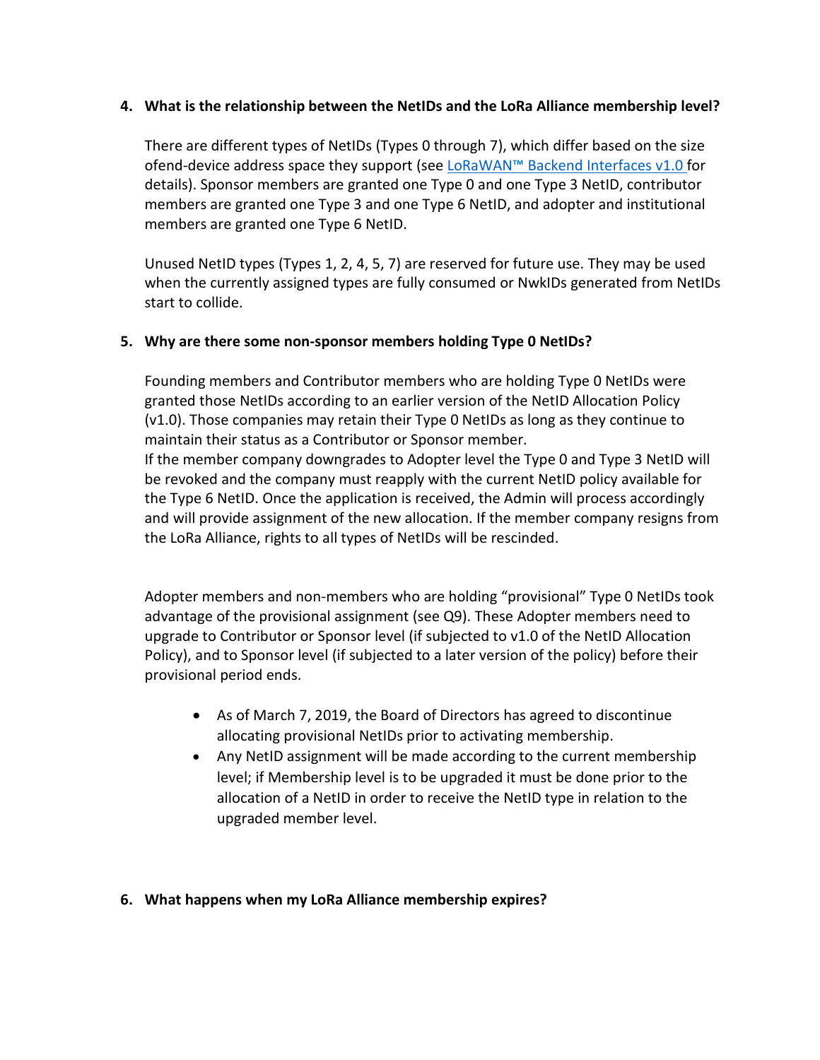4. **What is the relationship between the NetIDs and the LoRa Alliance membership level?**

   There are different types of NetIDs (Types 0 through 7), which differ based on the size ofend-device address space they support (see [LoRaWAN™ Backend Interfaces v1.0](#) for details). Sponsor members are granted one Type 0 and one Type 3 NetID, contributor members are granted one Type 3 and one Type 6 NetID, and adopter and institutional members are granted one Type 6 NetID.

   Unused NetID types (Types 1, 2, 4, 5, 7) are reserved for future use. They may be used when the currently assigned types are fully consumed or NwkIDs generated from NetIDs start to collide.

5. **Why are there some non-sponsor members holding Type 0 NetIDs?**

   Founding members and Contributor members who are holding Type 0 NetIDs were granted those NetIDs according to an earlier version of the NetID Allocation Policy (v1.0). Those companies may retain their Type 0 NetIDs as long as they continue to maintain their status as a Contributor or Sponsor member.
   If the member company downgrades to Adopter level the Type 0 and Type 3 NetID will be revoked and the company must reapply with the current NetID policy available for the Type 6 NetID. Once the application is received, the Admin will process accordingly and will provide assignment of the new allocation. If the member company resigns from the LoRa Alliance, rights to all types of NetIDs will be rescinded.

   Adopter members and non-members who are holding "provisional" Type 0 NetIDs took advantage of the provisional assignment (see Q9). These Adopter members need to upgrade to Contributor or Sponsor level (if subjected to v1.0 of the NetID Allocation Policy), and to Sponsor level (if subjected to a later version of the policy) before their provisional period ends.

   - As of March 7, 2019, the Board of Directors has agreed to discontinue allocating provisional NetIDs prior to activating membership.
   - Any NetID assignment will be made according to the current membership level; if Membership level is to be upgraded it must be done prior to the allocation of a NetID in order to receive the NetID type in relation to the upgraded member level.

6. **What happens when my LoRa Alliance membership expires?**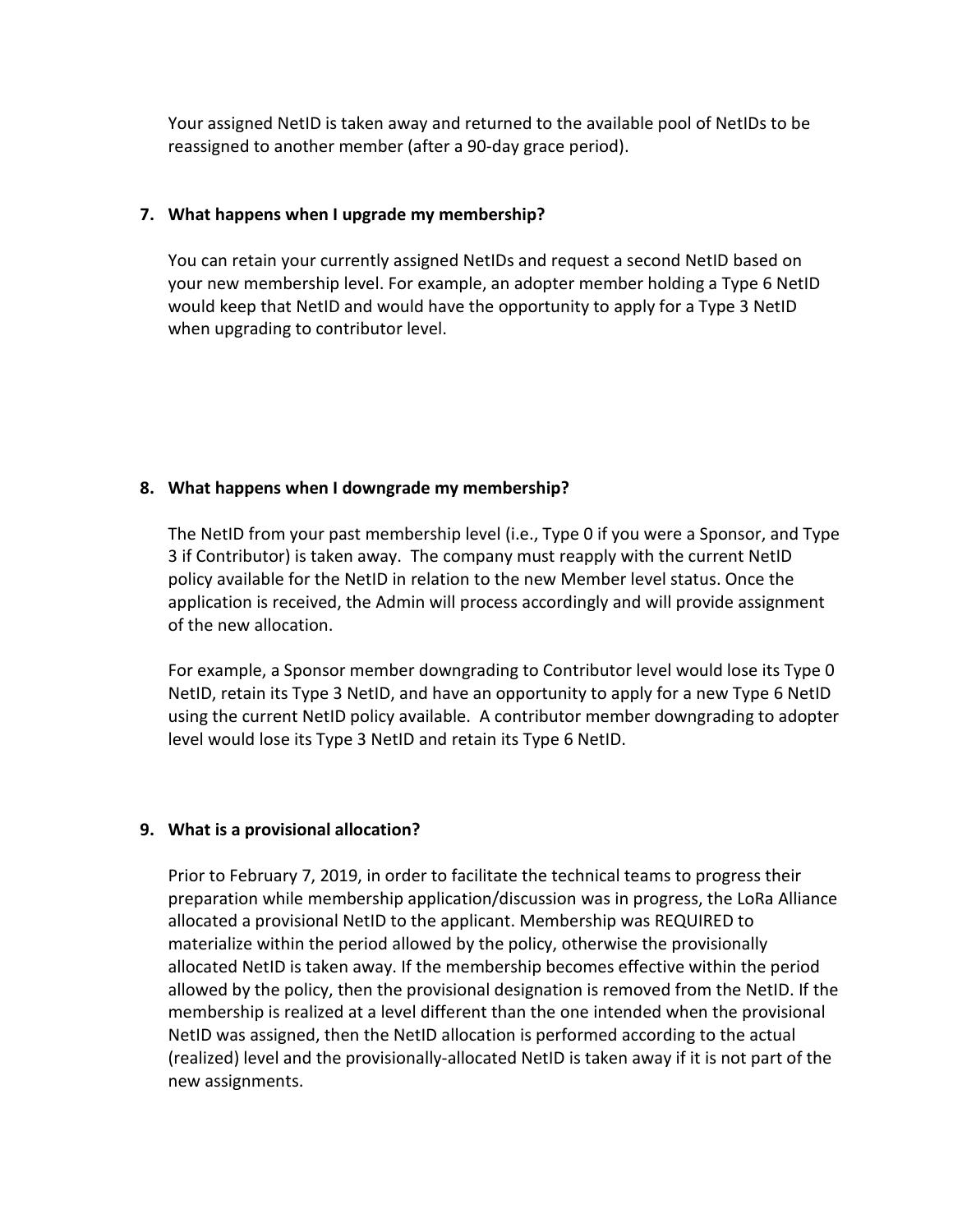Your assigned NetID is taken away and returned to the available pool of NetIDs to be reassigned to another member (after a 90-day grace period).

**7. What happens when I upgrade my membership?**

You can retain your currently assigned NetIDs and request a second NetID based on your new membership level. For example, an adopter member holding a Type 6 NetID would keep that NetID and would have the opportunity to apply for a Type 3 NetID when upgrading to contributor level.

**8. What happens when I downgrade my membership?**

The NetID from your past membership level (i.e., Type 0 if you were a Sponsor, and Type 3 if Contributor) is taken away. The company must reapply with the current NetID policy available for the NetID in relation to the new Member level status. Once the application is received, the Admin will process accordingly and will provide assignment of the new allocation.

For example, a Sponsor member downgrading to Contributor level would lose its Type 0 NetID, retain its Type 3 NetID, and have an opportunity to apply for a new Type 6 NetID using the current NetID policy available. A contributor member downgrading to adopter level would lose its Type 3 NetID and retain its Type 6 NetID.

**9. What is a provisional allocation?**

Prior to February 7, 2019, in order to facilitate the technical teams to progress their preparation while membership application/discussion was in progress, the LoRa Alliance allocated a provisional NetID to the applicant. Membership was REQUIRED to materialize within the period allowed by the policy, otherwise the provisionally allocated NetID is taken away. If the membership becomes effective within the period allowed by the policy, then the provisional designation is removed from the NetID. If the membership is realized at a level different than the one intended when the provisional NetID was assigned, then the NetID allocation is performed according to the actual (realized) level and the provisionally-allocated NetID is taken away if it is not part of the new assignments.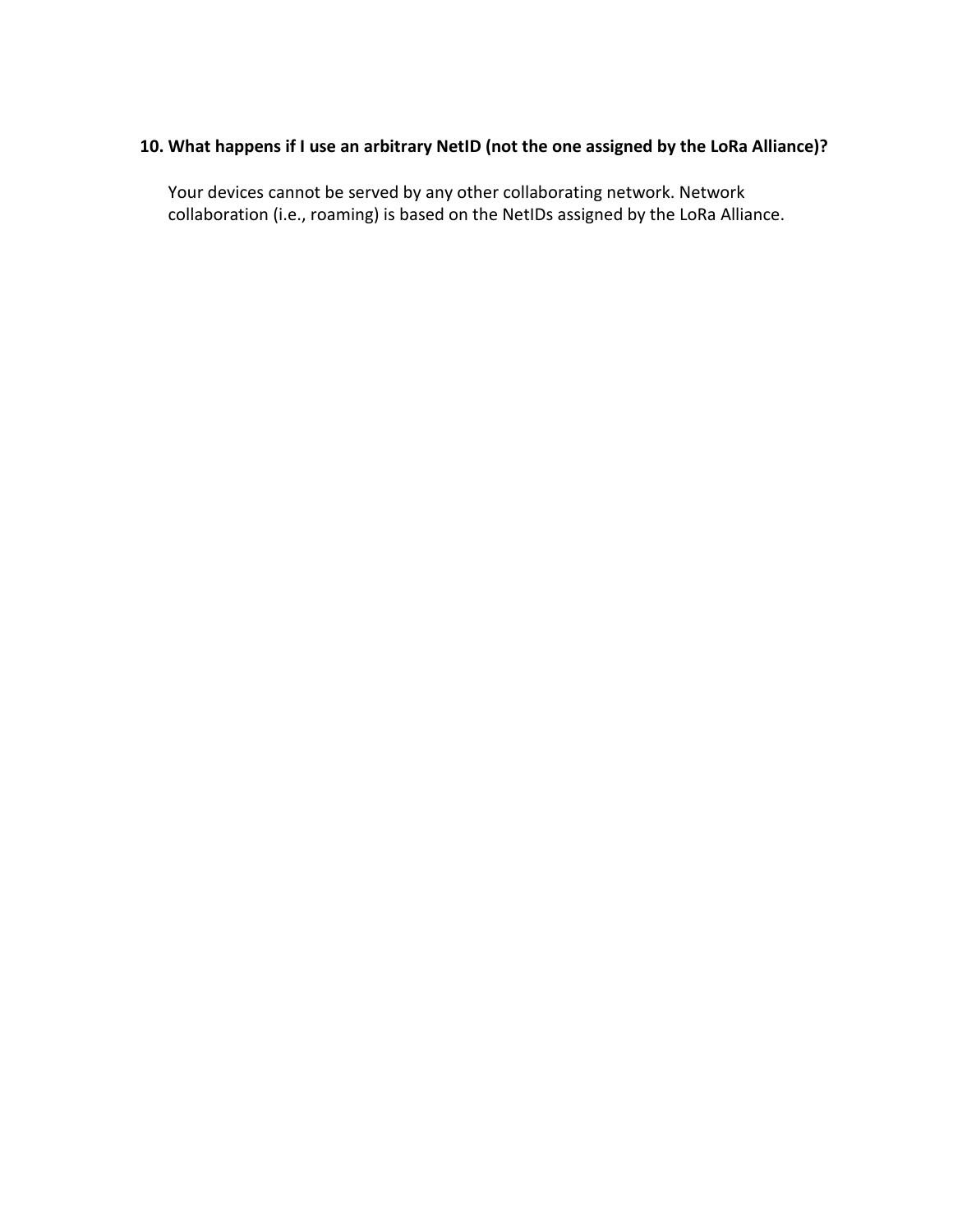**10. What happens if I use an arbitrary NetID (not the one assigned by the LoRa Alliance)?**

Your devices cannot be served by any other collaborating network. Network collaboration (i.e., roaming) is based on the NetIDs assigned by the LoRa Alliance.